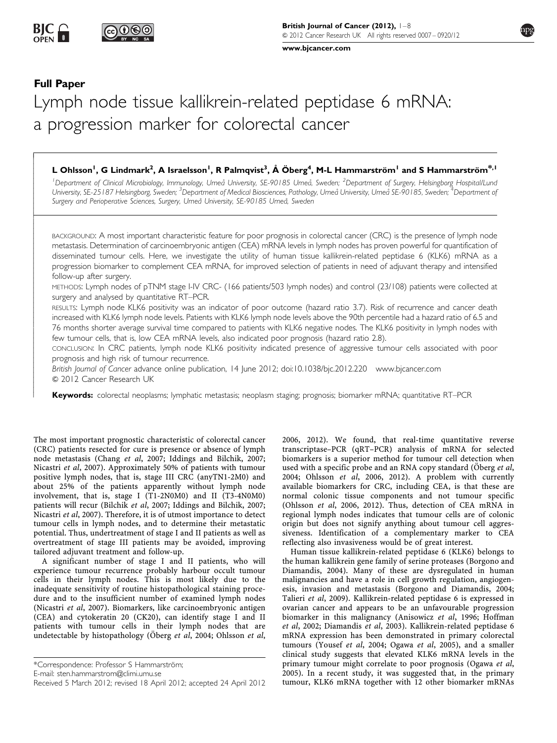**Full Paper**

# Lymph node tissue kallikrein-related peptidase 6 mRNA: a progression marker for colorectal cancer

**L Ohlsson[1], G Lindmark[2], A Israelsson[1], R Palmqvist[3], Å Öberg[4], M-L Hammarström[1] and S Hammarström*,[1]**

[1]Department of Clinical Microbiology, Immunology, Umeå University, SE-90185 Umeå, Sweden; [2]Department of Surgery, Helsingborg Hospital/Lund University, SE-25187 Helsingborg, Sweden; [3]Department of Medical Biosciences, Pathology, Umeå University, Umeå SE-90185, Sweden; [4]Department of Surgery and Perioperative Sciences, Surgery, Umeå University, SE-90185 Umeå, Sweden

BACKGROUND: A most important characteristic feature for poor prognosis in colorectal cancer (CRC) is the presence of lymph node metastasis. Determination of carcinoembryonic antigen (CEA) mRNA levels in lymph nodes has proven powerful for quantification of disseminated tumour cells. Here, we investigate the utility of human tissue kallikrein-related peptidase 6 (KLK6) mRNA as a progression biomarker to complement CEA mRNA, for improved selection of patients in need of adjuvant therapy and intensified follow-up after surgery.

METHODS: Lymph nodes of pTNM stage I-IV CRC- (166 patients/503 lymph nodes) and control (23/108) patients were collected at surgery and analysed by quantitative RT–PCR.

RESULTS: Lymph node KLK6 positivity was an indicator of poor outcome (hazard ratio 3.7). Risk of recurrence and cancer death increased with KLK6 lymph node levels. Patients with KLK6 lymph node levels above the 90th percentile had a hazard ratio of 6.5 and 76 months shorter average survival time compared to patients with KLK6 negative nodes. The KLK6 positivity in lymph nodes with few tumour cells, that is, low CEA mRNA levels, also indicated poor prognosis (hazard ratio 2.8).

CONCLUSION: In CRC patients, lymph node KLK6 positivity indicated presence of aggressive tumour cells associated with poor prognosis and high risk of tumour recurrence.

*British Journal of Cancer* advance online publication, 14 June 2012; doi:10.1038/bjc.2012.220 www.bjcancer.com
© 2012 Cancer Research UK

**Keywords:** colorectal neoplasms; lymphatic metastasis; neoplasm staging; prognosis; biomarker mRNA; quantitative RT–PCR

The most important prognostic characteristic of colorectal cancer (CRC) patients resected for cure is presence or absence of lymph node metastasis (Chang *et al*, 2007; Iddings and Bilchik, 2007; Nicastri *et al*, 2007). Approximately 50% of patients with tumour positive lymph nodes, that is, stage III CRC (anyTN1-2M0) and about 25% of the patients apparently without lymph node involvement, that is, stage I (T1-2N0M0) and II (T3-4N0M0) patients will recur (Bilchik *et al*, 2007; Iddings and Bilchik, 2007; Nicastri *et al*, 2007). Therefore, it is of utmost importance to detect tumour cells in lymph nodes, and to determine their metastatic potential. Thus, undertreatment of stage I and II patients as well as overtreatment of stage III patients may be avoided, improving tailored adjuvant treatment and follow-up.

A significant number of stage I and II patients, who will experience tumour recurrence probably harbour occult tumour cells in their lymph nodes. This is most likely due to the inadequate sensitivity of routine histopathological staining procedure and to the insufficient number of examined lymph nodes (Nicastri *et al*, 2007). Biomarkers, like carcinoembryonic antigen (CEA) and cytokeratin 20 (CK20), can identify stage I and II patients with tumour cells in their lymph nodes that are undetectable by histopathology (Öberg *et al*, 2004; Ohlsson *et al*, 2006, 2012). We found, that real-time quantitative reverse transcriptase–PCR (qRT–PCR) analysis of mRNA for selected biomarkers is a superior method for tumour cell detection when used with a specific probe and an RNA copy standard (Öberg *et al*, 2004; Ohlsson *et al*, 2006, 2012). A problem with currently available biomarkers for CRC, including CEA, is that these are normal colonic tissue components and not tumour specific (Ohlsson *et al*, 2006, 2012). Thus, detection of CEA mRNA in regional lymph nodes indicates that tumour cells are of colonic origin but does not signify anything about tumour cell aggressiveness. Identification of a complementary marker to CEA reflecting also invasiveness would be of great interest.

Human tissue kallikrein-related peptidase 6 (KLK6) belongs to the human kallikrein gene family of serine proteases (Borgono and Diamandis, 2004). Many of these are dysregulated in human malignancies and have a role in cell growth regulation, angiogenesis, invasion and metastasis (Borgono and Diamandis, 2004; Talieri *et al*, 2009). Kallikrein-related peptidase 6 is expressed in ovarian cancer and appears to be an unfavourable progression biomarker in this malignancy (Anisowicz *et al*, 1996; Hoffman *et al*, 2002; Diamandis *et al*, 2003). Kallikrein-related peptidase 6 mRNA expression has been demonstrated in primary colorectal tumours (Yousef *et al*, 2004; Ogawa *et al*, 2005), and a smaller clinical study suggests that elevated KLK6 mRNA levels in the primary tumour might correlate to poor prognosis (Ogawa *et al*, 2005). In a recent study, it was suggested that, in the primary tumour, KLK6 mRNA together with 12 other biomarker mRNAs

*Correspondence: Professor S Hammarström;
E-mail: sten.hammarstrom@climi.umu.se
Received 5 March 2012; revised 18 April 2012; accepted 24 April 2012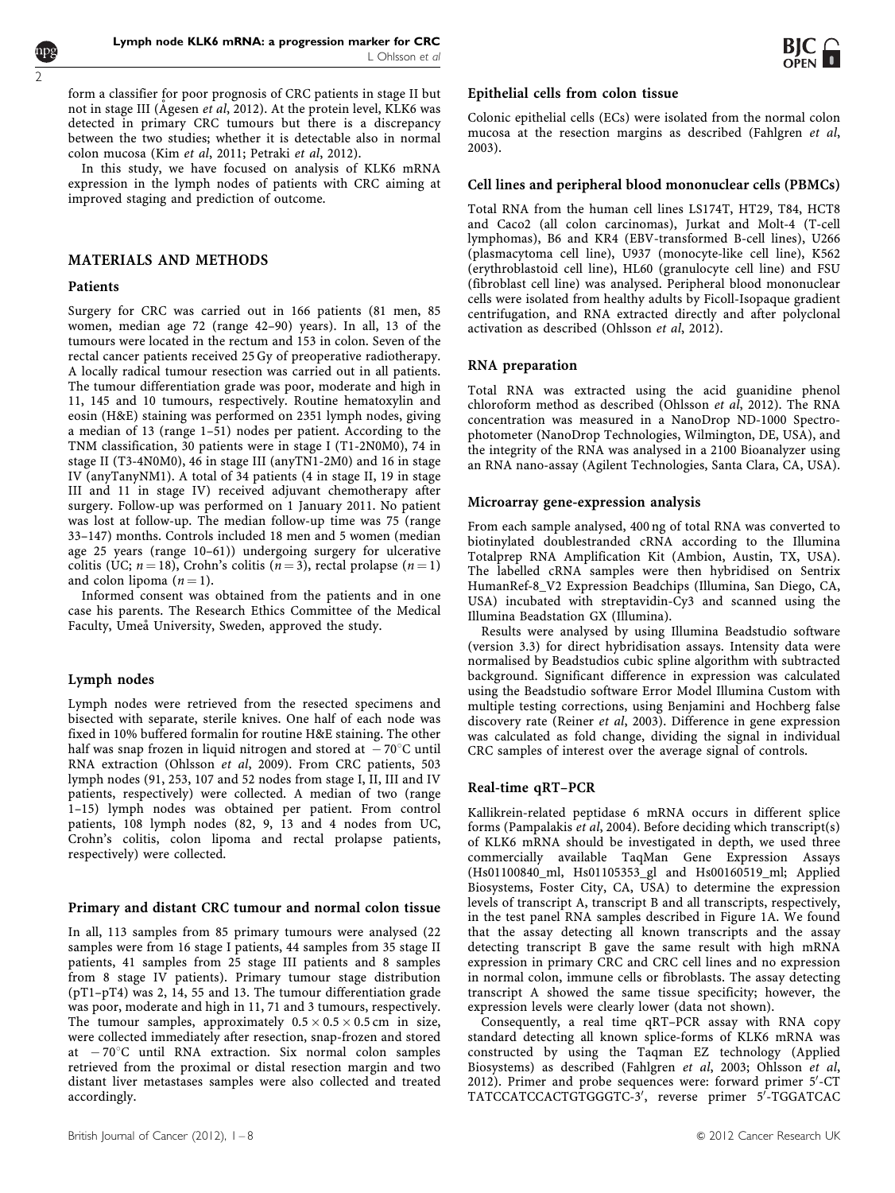form a classifier for poor prognosis of CRC patients in stage II but not in stage III (Ågesen *et al*, 2012). At the protein level, KLK6 was detected in primary CRC tumours but there is a discrepancy between the two studies; whether it is detectable also in normal colon mucosa (Kim *et al*, 2011; Petraki *et al*, 2012).

In this study, we have focused on analysis of KLK6 mRNA expression in the lymph nodes of patients with CRC aiming at improved staging and prediction of outcome.

## MATERIALS AND METHODS

### Patients

Surgery for CRC was carried out in 166 patients (81 men, 85 women, median age 72 (range 42–90) years). In all, 13 of the tumours were located in the rectum and 153 in colon. Seven of the rectal cancer patients received 25 Gy of preoperative radiotherapy. A locally radical tumour resection was carried out in all patients. The tumour differentiation grade was poor, moderate and high in 11, 145 and 10 tumours, respectively. Routine hematoxylin and eosin (H&E) staining was performed on 2351 lymph nodes, giving a median of 13 (range 1–51) nodes per patient. According to the TNM classification, 30 patients were in stage I (T1-2N0M0), 74 in stage II (T3-4N0M0), 46 in stage III (anyTN1-2M0) and 16 in stage IV (anyTanyNM1). A total of 34 patients (4 in stage II, 19 in stage III and 11 in stage IV) received adjuvant chemotherapy after surgery. Follow-up was performed on 1 January 2011. No patient was lost at follow-up. The median follow-up time was 75 (range 33–147) months. Controls included 18 men and 5 women (median age 25 years (range 10–61)) undergoing surgery for ulcerative colitis (UC; $n=18$), Crohn's colitis ($n=3$), rectal prolapse ($n=1$) and colon lipoma ($n=1$).

Informed consent was obtained from the patients and in one case his parents. The Research Ethics Committee of the Medical Faculty, Umeå University, Sweden, approved the study.

### Lymph nodes

Lymph nodes were retrieved from the resected specimens and bisected with separate, sterile knives. One half of each node was fixed in 10% buffered formalin for routine H&E staining. The other half was snap frozen in liquid nitrogen and stored at $-70^{\circ}$C until RNA extraction (Ohlsson *et al*, 2009). From CRC patients, 503 lymph nodes (91, 253, 107 and 52 nodes from stage I, II, III and IV patients, respectively) were collected. A median of two (range 1–15) lymph nodes was obtained per patient. From control patients, 108 lymph nodes (82, 9, 13 and 4 nodes from UC, Crohn's colitis, colon lipoma and rectal prolapse patients, respectively) were collected.

### Primary and distant CRC tumour and normal colon tissue

In all, 113 samples from 85 primary tumours were analysed (22 samples were from 16 stage I patients, 44 samples from 35 stage II patients, 41 samples from 25 stage III patients and 8 samples from 8 stage IV patients). Primary tumour stage distribution (pT1–pT4) was 2, 14, 55 and 13. The tumour differentiation grade was poor, moderate and high in 11, 71 and 3 tumours, respectively. The tumour samples, approximately $0.5 \times 0.5 \times 0.5$ cm in size, were collected immediately after resection, snap-frozen and stored at $-70^{\circ}$C until RNA extraction. Six normal colon samples retrieved from the proximal or distal resection margin and two distant liver metastases samples were also collected and treated accordingly.

### Epithelial cells from colon tissue

Colonic epithelial cells (ECs) were isolated from the normal colon mucosa at the resection margins as described (Fahlgren *et al*, 2003).

### Cell lines and peripheral blood mononuclear cells (PBMCs)

Total RNA from the human cell lines LS174T, HT29, T84, HCT8 and Caco2 (all colon carcinomas), Jurkat and Molt-4 (T-cell lymphomas), B6 and KR4 (EBV-transformed B-cell lines), U266 (plasmacytoma cell line), U937 (monocyte-like cell line), K562 (erythroblastoid cell line), HL60 (granulocyte cell line) and FSU (fibroblast cell line) was analysed. Peripheral blood mononuclear cells were isolated from healthy adults by Ficoll-Isopaque gradient centrifugation, and RNA extracted directly and after polyclonal activation as described (Ohlsson *et al*, 2012).

### RNA preparation

Total RNA was extracted using the acid guanidine phenol chloroform method as described (Ohlsson *et al*, 2012). The RNA concentration was measured in a NanoDrop ND-1000 Spectrophotometer (NanoDrop Technologies, Wilmington, DE, USA), and the integrity of the RNA was analysed in a 2100 Bioanalyzer using an RNA nano-assay (Agilent Technologies, Santa Clara, CA, USA).

### Microarray gene-expression analysis

From each sample analysed, 400 ng of total RNA was converted to biotinylated doublestranded cRNA according to the Illumina Totalprep RNA Amplification Kit (Ambion, Austin, TX, USA). The labelled cRNA samples were then hybridised on Sentrix HumanRef-8_V2 Expression Beadchips (Illumina, San Diego, CA, USA) incubated with streptavidin-Cy3 and scanned using the Illumina Beadstation GX (Illumina).

Results were analysed by using Illumina Beadstudio software (version 3.3) for direct hybridisation assays. Intensity data were normalised by Beadstudios cubic spline algorithm with subtracted background. Significant difference in expression was calculated using the Beadstudio software Error Model Illumina Custom with multiple testing corrections, using Benjamini and Hochberg false discovery rate (Reiner *et al*, 2003). Difference in gene expression was calculated as fold change, dividing the signal in individual CRC samples of interest over the average signal of controls.

### Real-time qRT–PCR

Kallikrein-related peptidase 6 mRNA occurs in different splice forms (Pampalakis *et al*, 2004). Before deciding which transcript(s) of KLK6 mRNA should be investigated in depth, we used three commercially available TaqMan Gene Expression Assays (Hs01100840_ml, Hs01105353_gl and Hs00160519_ml; Applied Biosystems, Foster City, CA, USA) to determine the expression levels of transcript A, transcript B and all transcripts, respectively, in the test panel RNA samples described in Figure 1A. We found that the assay detecting all known transcripts and the assay detecting transcript B gave the same result with high mRNA expression in primary CRC and CRC cell lines and no expression in normal colon, immune cells or fibroblasts. The assay detecting transcript A showed the same tissue specificity; however, the expression levels were clearly lower (data not shown).

Consequently, a real time qRT–PCR assay with RNA copy standard detecting all known splice-forms of KLK6 mRNA was constructed by using the Taqman EZ technology (Applied Biosystems) as described (Fahlgren *et al*, 2003; Ohlsson *et al*, 2012). Primer and probe sequences were: forward primer 5′-CTTATCCATCCACTGTGGGTC-3′, reverse primer 5′-TGGATCAC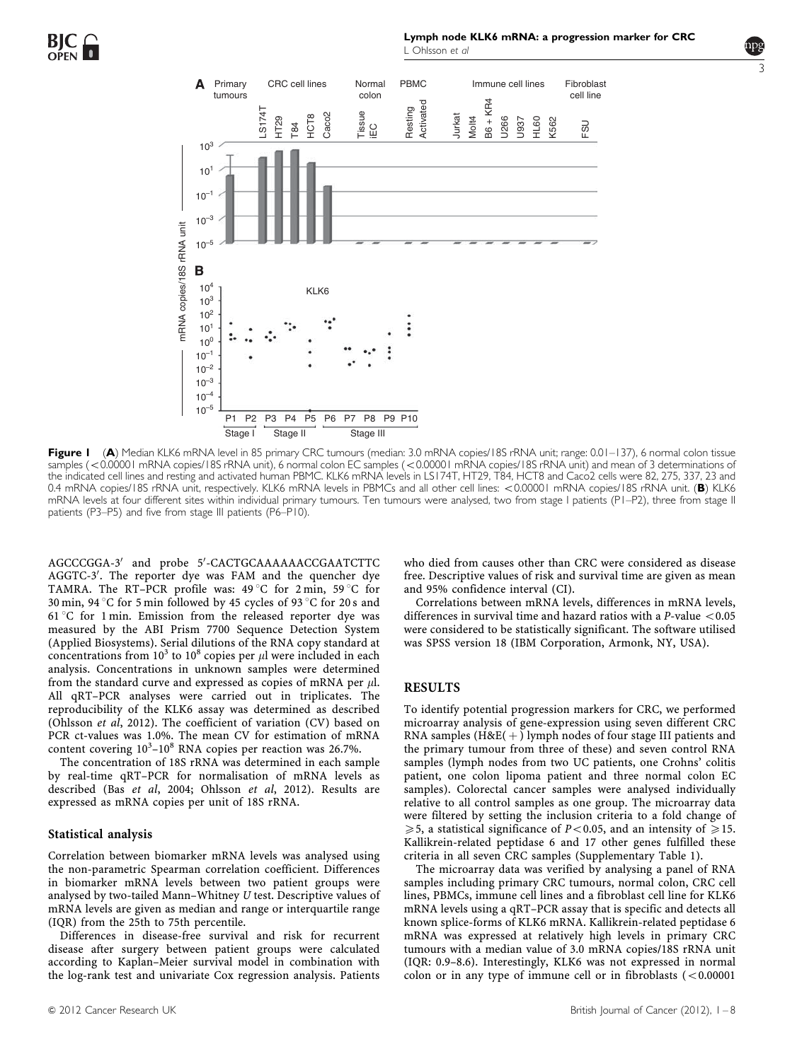Figure 1 (**A**) Median KLK6 mRNA level in 85 primary CRC tumours (median: 3.0 mRNA copies/18S rRNA unit; range: 0.01–137), 6 normal colon tissue samples (<0.00001 mRNA copies/18S rRNA unit), 6 normal colon EC samples (<0.00001 mRNA copies/18S rRNA unit) and mean of 3 determinations of the indicated cell lines and resting and activated human PBMC. KLK6 mRNA levels in LS174T, HT29, T84, HCT8 and Caco2 cells were 82, 275, 337, 23 and 0.4 mRNA copies/18S rRNA unit, respectively. KLK6 mRNA levels in PBMCs and all other cell lines: <0.00001 mRNA copies/18S rRNA unit. (**B**) KLK6 mRNA levels at four different sites within individual primary tumours. Ten tumours were analysed, two from stage I patients (P1–P2), three from stage II patients (P3–P5) and five from stage III patients (P6–P10).

AGCCCGGA-3′ and probe 5′-CACTGCAAAAAACCGAATCTTC AGGTC-3′. The reporter dye was FAM and the quencher dye TAMRA. The RT–PCR profile was: 49 °C for 2 min, 59 °C for 30 min, 94 °C for 5 min followed by 45 cycles of 93 °C for 20 s and 61 °C for 1 min. Emission from the released reporter dye was measured by the ABI Prism 7700 Sequence Detection System (Applied Biosystems). Serial dilutions of the RNA copy standard at concentrations from $10^3$ to $10^8$ copies per $\mu$l were included in each analysis. Concentrations in unknown samples were determined from the standard curve and expressed as copies of mRNA per $\mu$l. All qRT–PCR analyses were carried out in triplicates. The reproducibility of the KLK6 assay was determined as described (Ohlsson *et al*, 2012). The coefficient of variation (CV) based on PCR ct-values was 1.0%. The mean CV for estimation of mRNA content covering $10^3$–$10^8$ RNA copies per reaction was 26.7%.

The concentration of 18S rRNA was determined in each sample by real-time qRT–PCR for normalisation of mRNA levels as described (Bas *et al*, 2004; Ohlsson *et al*, 2012). Results are expressed as mRNA copies per unit of 18S rRNA.

### Statistical analysis

Correlation between biomarker mRNA levels was analysed using the non-parametric Spearman correlation coefficient. Differences in biomarker mRNA levels between two patient groups were analysed by two-tailed Mann–Whitney $U$ test. Descriptive values of mRNA levels are given as median and range or interquartile range (IQR) from the 25th to 75th percentile.

Differences in disease-free survival and risk for recurrent disease after surgery between patient groups were calculated according to Kaplan–Meier survival model in combination with the log-rank test and univariate Cox regression analysis. Patients who died from causes other than CRC were considered as disease free. Descriptive values of risk and survival time are given as mean and 95% confidence interval (CI).

Correlations between mRNA levels, differences in mRNA levels, differences in survival time and hazard ratios with a $P$-value $<0.05$ were considered to be statistically significant. The software utilised was SPSS version 18 (IBM Corporation, Armonk, NY, USA).

## RESULTS

To identify potential progression markers for CRC, we performed microarray analysis of gene-expression using seven different CRC RNA samples (H&E(+) lymph nodes of four stage III patients and the primary tumour from three of these) and seven control RNA samples (lymph nodes from two UC patients, one Crohns' colitis patient, one colon lipoma patient and three normal colon EC samples). Colorectal cancer samples were analysed individually relative to all control samples as one group. The microarray data were filtered by setting the inclusion criteria to a fold change of $\geqslant 5$, a statistical significance of $P<0.05$, and an intensity of $\geqslant 15$. Kallikrein-related peptidase 6 and 17 other genes fulfilled these criteria in all seven CRC samples (Supplementary Table 1).

The microarray data was verified by analysing a panel of RNA samples including primary CRC tumours, normal colon, CRC cell lines, PBMCs, immune cell lines and a fibroblast cell line for KLK6 mRNA levels using a qRT–PCR assay that is specific and detects all known splice-forms of KLK6 mRNA. Kallikrein-related peptidase 6 mRNA was expressed at relatively high levels in primary CRC tumours with a median value of 3.0 mRNA copies/18S rRNA unit (IQR: 0.9–8.6). Interestingly, KLK6 was not expressed in normal colon or in any type of immune cell or in fibroblasts (<0.00001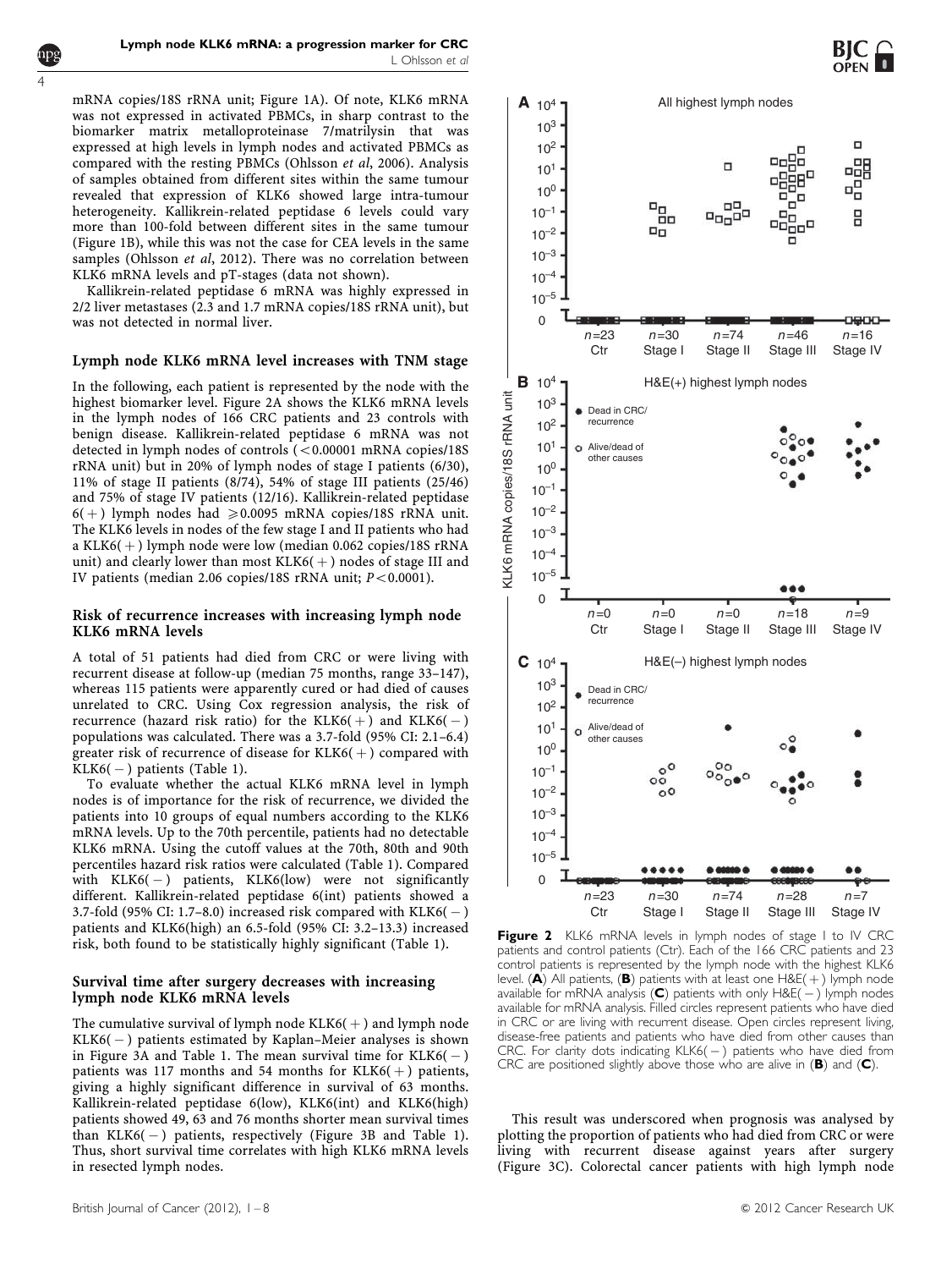mRNA copies/18S rRNA unit; Figure 1A). Of note, KLK6 mRNA was not expressed in activated PBMCs, in sharp contrast to the biomarker matrix metalloproteinase 7/matrilysin that was expressed at high levels in lymph nodes and activated PBMCs as compared with the resting PBMCs (Ohlsson *et al*, 2006). Analysis of samples obtained from different sites within the same tumour revealed that expression of KLK6 showed large intra-tumour heterogeneity. Kallikrein-related peptidase 6 levels could vary more than 100-fold between different sites in the same tumour (Figure 1B), while this was not the case for CEA levels in the same samples (Ohlsson *et al*, 2012). There was no correlation between KLK6 mRNA levels and pT-stages (data not shown).

Kallikrein-related peptidase 6 mRNA was highly expressed in 2/2 liver metastases (2.3 and 1.7 mRNA copies/18S rRNA unit), but was not detected in normal liver.

### Lymph node KLK6 mRNA level increases with TNM stage

In the following, each patient is represented by the node with the highest biomarker level. Figure 2A shows the KLK6 mRNA levels in the lymph nodes of 166 CRC patients and 23 controls with benign disease. Kallikrein-related peptidase 6 mRNA was not detected in lymph nodes of controls (<0.00001 mRNA copies/18S rRNA unit) but in 20% of lymph nodes of stage I patients (6/30), 11% of stage II patients (8/74), 54% of stage III patients (25/46) and 75% of stage IV patients (12/16). Kallikrein-related peptidase 6(+) lymph nodes had ⩾0.0095 mRNA copies/18S rRNA unit. The KLK6 levels in nodes of the few stage I and II patients who had a KLK6(+) lymph node were low (median 0.062 copies/18S rRNA unit) and clearly lower than most KLK6(+) nodes of stage III and IV patients (median 2.06 copies/18S rRNA unit; $P<0.0001$).

### Risk of recurrence increases with increasing lymph node KLK6 mRNA levels

A total of 51 patients had died from CRC or were living with recurrent disease at follow-up (median 75 months, range 33–147), whereas 115 patients were apparently cured or had died of causes unrelated to CRC. Using Cox regression analysis, the risk of recurrence (hazard risk ratio) for the KLK6(+) and KLK6(−) populations was calculated. There was a 3.7-fold (95% CI: 2.1–6.4) greater risk of recurrence of disease for KLK6(+) compared with KLK6(−) patients (Table 1).

To evaluate whether the actual KLK6 mRNA level in lymph nodes is of importance for the risk of recurrence, we divided the patients into 10 groups of equal numbers according to the KLK6 mRNA levels. Up to the 70th percentile, patients had no detectable KLK6 mRNA. Using the cutoff values at the 70th, 80th and 90th percentiles hazard risk ratios were calculated (Table 1). Compared with KLK6(−) patients, KLK6(low) were not significantly different. Kallikrein-related peptidase 6(int) patients showed a 3.7-fold (95% CI: 1.7–8.0) increased risk compared with KLK6(−) patients and KLK6(high) an 6.5-fold (95% CI: 3.2–13.3) increased risk, both found to be statistically highly significant (Table 1).

### Survival time after surgery decreases with increasing lymph node KLK6 mRNA levels

The cumulative survival of lymph node KLK6(+) and lymph node KLK6(−) patients estimated by Kaplan–Meier analyses is shown in Figure 3A and Table 1. The mean survival time for KLK6(−) patients was 117 months and 54 months for KLK6(+) patients, giving a highly significant difference in survival of 63 months. Kallikrein-related peptidase 6(low), KLK6(int) and KLK6(high) patients showed 49, 63 and 76 months shorter mean survival times than KLK6(−) patients, respectively (Figure 3B and Table 1). Thus, short survival time correlates with high KLK6 mRNA levels in resected lymph nodes.

**Figure 2** KLK6 mRNA levels in lymph nodes of stage I to IV CRC patients and control patients (Ctr). Each of the 166 CRC patients and 23 control patients is represented by the lymph node with the highest KLK6 level. (**A**) All patients, (**B**) patients with at least one H&E(+) lymph node available for mRNA analysis (**C**) patients with only H&E(−) lymph nodes available for mRNA analysis. Filled circles represent patients who have died in CRC or are living with recurrent disease. Open circles represent living, disease-free patients and patients who have died from other causes than CRC. For clarity dots indicating KLK6(−) patients who have died from CRC are positioned slightly above those who are alive in (**B**) and (**C**).

This result was underscored when prognosis was analysed by plotting the proportion of patients who had died from CRC or were living with recurrent disease against years after surgery (Figure 3C). Colorectal cancer patients with high lymph node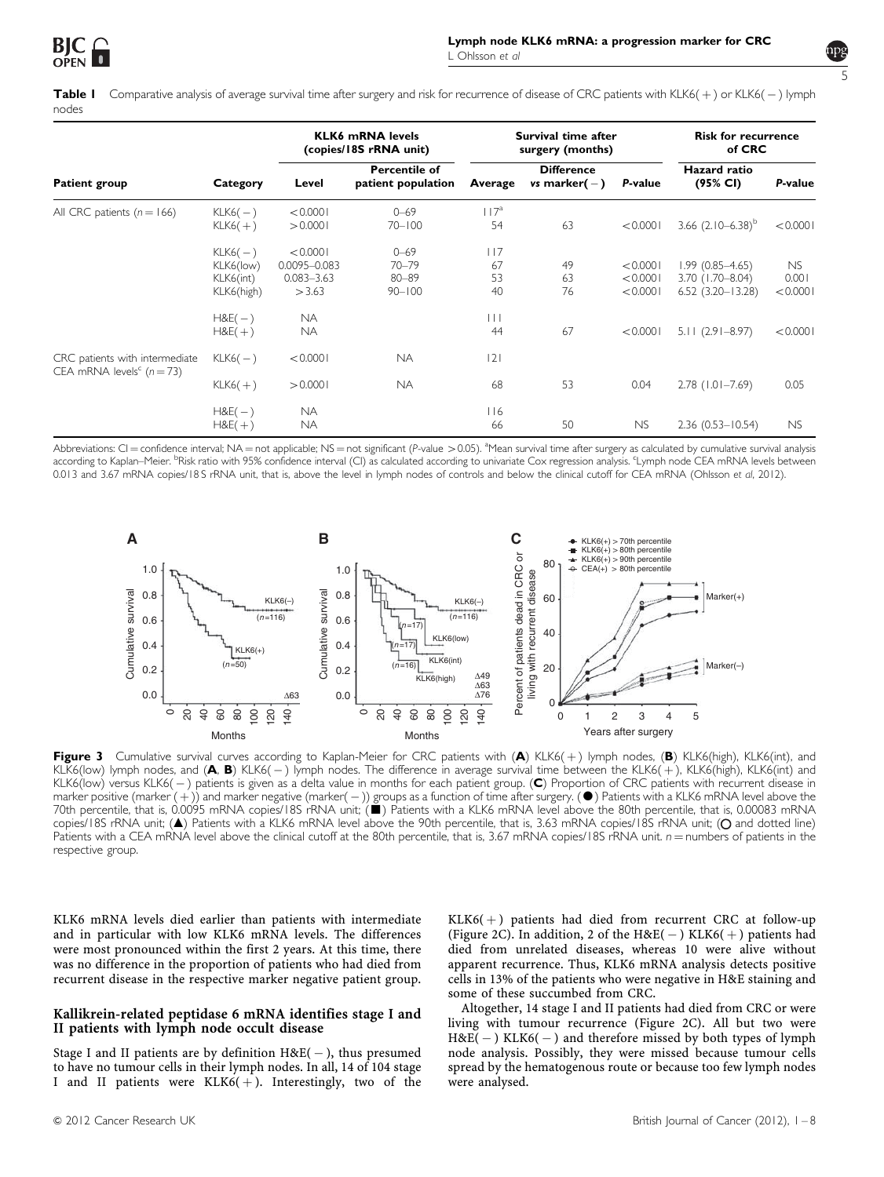**Table 1** Comparative analysis of average survival time after surgery and risk for recurrence of disease of CRC patients with KLK6(+) or KLK6(−) lymph nodes

| Patient group | Category | KLK6 mRNA levels (copies/18S rRNA unit) | | Survival time after surgery (months) | | | Risk for recurrence of CRC | |
|---|---|---|---|---|---|---|---|---|
| | | Level | Percentile of patient population | Average | Difference *vs* marker(−) | *P*-value | Hazard ratio (95% CI) | *P*-value |
| All CRC patients (n = 166) | KLK6(−) | <0.0001 | 0–69 | 117[a] | | | | |
| | KLK6(+) | >0.0001 | 70–100 | 54 | 63 | <0.0001 | 3.66 (2.10–6.38)[b] | <0.0001 |
| | KLK6(−) | <0.0001 | 0–69 | 117 | | | | |
| | KLK6(low) | 0.0095–0.083 | 70–79 | 67 | 49 | <0.0001 | 1.99 (0.85–4.65) | NS |
| | KLK6(int) | 0.083–3.63 | 80–89 | 53 | 63 | <0.0001 | 3.70 (1.70–8.04) | 0.001 |
| | KLK6(high) | >3.63 | 90–100 | 40 | 76 | <0.0001 | 6.52 (3.20–13.28) | <0.0001 |
| | H&E(−) | NA | | 111 | | | | |
| | H&E(+) | NA | | 44 | 67 | <0.0001 | 5.11 (2.91–8.97) | <0.0001 |
| CRC patients with intermediate CEA mRNA levels[c] (n = 73) | KLK6(−) | <0.0001 | NA | 121 | | | | |
| | KLK6(+) | >0.0001 | NA | 68 | 53 | 0.04 | 2.78 (1.01–7.69) | 0.05 |
| | H&E(−) | NA | | 116 | | | | |
| | H&E(+) | NA | | 66 | 50 | NS | 2.36 (0.53–10.54) | NS |

Abbreviations: CI = confidence interval; NA = not applicable; NS = not significant (*P*-value >0.05). [a]Mean survival time after surgery as calculated by cumulative survival analysis according to Kaplan–Meier. [b]Risk ratio with 95% confidence interval (CI) as calculated according to univariate Cox regression analysis. [c]Lymph node CEA mRNA levels between 0.013 and 3.67 mRNA copies/18 S rRNA unit, that is, above the level in lymph nodes of controls and below the clinical cutoff for CEA mRNA (Ohlsson *et al*, 2012).

**Figure 3** Cumulative survival curves according to Kaplan-Meier for CRC patients with (**A**) KLK6(+) lymph nodes, (**B**) KLK6(high), KLK6(int), and KLK6(low) lymph nodes, and (**A**, **B**) KLK6(−) lymph nodes. The difference in average survival time between the KLK6(+), KLK6(high), KLK6(int) and KLK6(low) versus KLK6(−) patients is given as a delta value in months for each patient group. (**C**) Proportion of CRC patients with recurrent disease in marker positive (marker (+)) and marker negative (marker(−)) groups as a function of time after surgery. (●) Patients with a KLK6 mRNA level above the 70th percentile, that is, 0.0095 mRNA copies/18S rRNA unit; (■) Patients with a KLK6 mRNA level above the 80th percentile, that is, 0.00083 mRNA copies/18S rRNA unit; (▲) Patients with a KLK6 mRNA level above the 90th percentile, that is, 3.63 mRNA copies/18S rRNA unit; (○ and dotted line) Patients with a CEA mRNA level above the clinical cutoff at the 80th percentile, that is, 3.67 mRNA copies/18S rRNA unit. n = numbers of patients in the respective group.

KLK6 mRNA levels died earlier than patients with intermediate and in particular with low KLK6 mRNA levels. The differences were most pronounced within the first 2 years. At this time, there was no difference in the proportion of patients who had died from recurrent disease in the respective marker negative patient group.

### Kallikrein-related peptidase 6 mRNA identifies stage I and II patients with lymph node occult disease

Stage I and II patients are by definition H&E(−), thus presumed to have no tumour cells in their lymph nodes. In all, 14 of 104 stage I and II patients were KLK6(+). Interestingly, two of the KLK6(+) patients had died from recurrent CRC at follow-up (Figure 2C). In addition, 2 of the H&E(−) KLK6(+) patients had died from unrelated diseases, whereas 10 were alive without apparent recurrence. Thus, KLK6 mRNA analysis detects positive cells in 13% of the patients who were negative in H&E staining and some of these succumbed from CRC.

Altogether, 14 stage I and II patients had died from CRC or were living with tumour recurrence (Figure 2C). All but two were H&E(−) KLK6(−) and therefore missed by both types of lymph node analysis. Possibly, they were missed because tumour cells spread by the hematogenous route or because too few lymph nodes were analysed.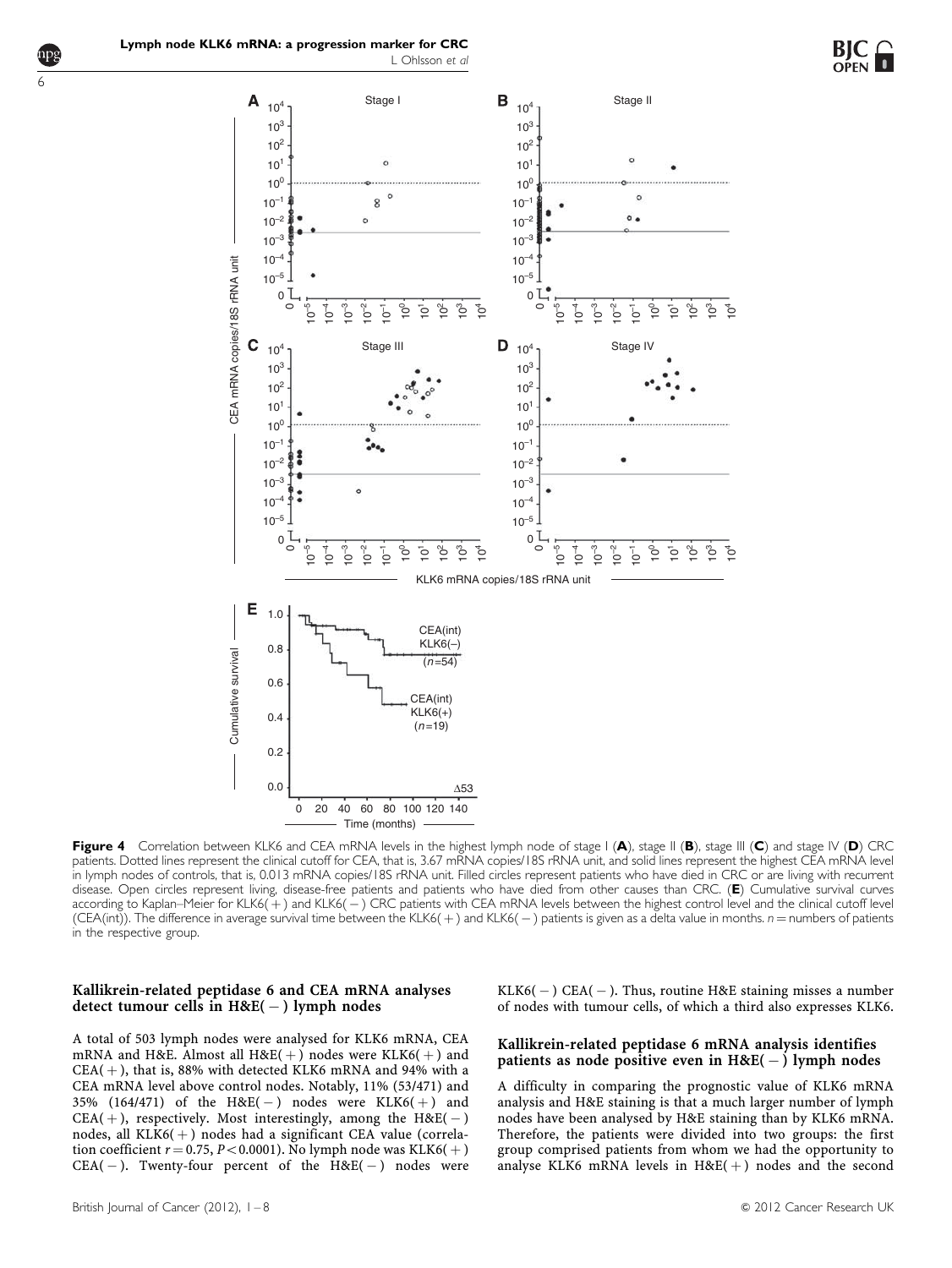**Figure 4** Correlation between KLK6 and CEA mRNA levels in the highest lymph node of stage I (**A**), stage II (**B**), stage III (**C**) and stage IV (**D**) CRC patients. Dotted lines represent the clinical cutoff for CEA, that is, 3.67 mRNA copies/18S rRNA unit, and solid lines represent the highest CEA mRNA level in lymph nodes of controls, that is, 0.013 mRNA copies/18S rRNA unit. Filled circles represent patients who have died in CRC or are living with recurrent disease. Open circles represent living, disease-free patients and patients who have died from other causes than CRC. (**E**) Cumulative survival curves according to Kaplan–Meier for KLK6(+) and KLK6(−) CRC patients with CEA mRNA levels between the highest control level and the clinical cutoff level (CEA(int)). The difference in average survival time between the KLK6(+) and KLK6(−) patients is given as a delta value in months. $n$ = numbers of patients in the respective group.

### Kallikrein-related peptidase 6 and CEA mRNA analyses detect tumour cells in H&E(−) lymph nodes

A total of 503 lymph nodes were analysed for KLK6 mRNA, CEA mRNA and H&E. Almost all H&E(+) nodes were KLK6(+) and CEA(+), that is, 88% with detected KLK6 mRNA and 94% with a CEA mRNA level above control nodes. Notably, 11% (53/471) and 35% (164/471) of the H&E(−) nodes were KLK6(+) and CEA(+), respectively. Most interestingly, among the H&E(−) nodes, all KLK6(+) nodes had a significant CEA value (correlation coefficient $r = 0.75$, $P < 0.0001$). No lymph node was KLK6(+) CEA(−). Twenty-four percent of the H&E(−) nodes were KLK6(−) CEA(−). Thus, routine H&E staining misses a number of nodes with tumour cells, of which a third also expresses KLK6.

### Kallikrein-related peptidase 6 mRNA analysis identifies patients as node positive even in H&E(−) lymph nodes

A difficulty in comparing the prognostic value of KLK6 mRNA analysis and H&E staining is that a much larger number of lymph nodes have been analysed by H&E staining than by KLK6 mRNA. Therefore, the patients were divided into two groups: the first group comprised patients from whom we had the opportunity to analyse KLK6 mRNA levels in H&E(+) nodes and the second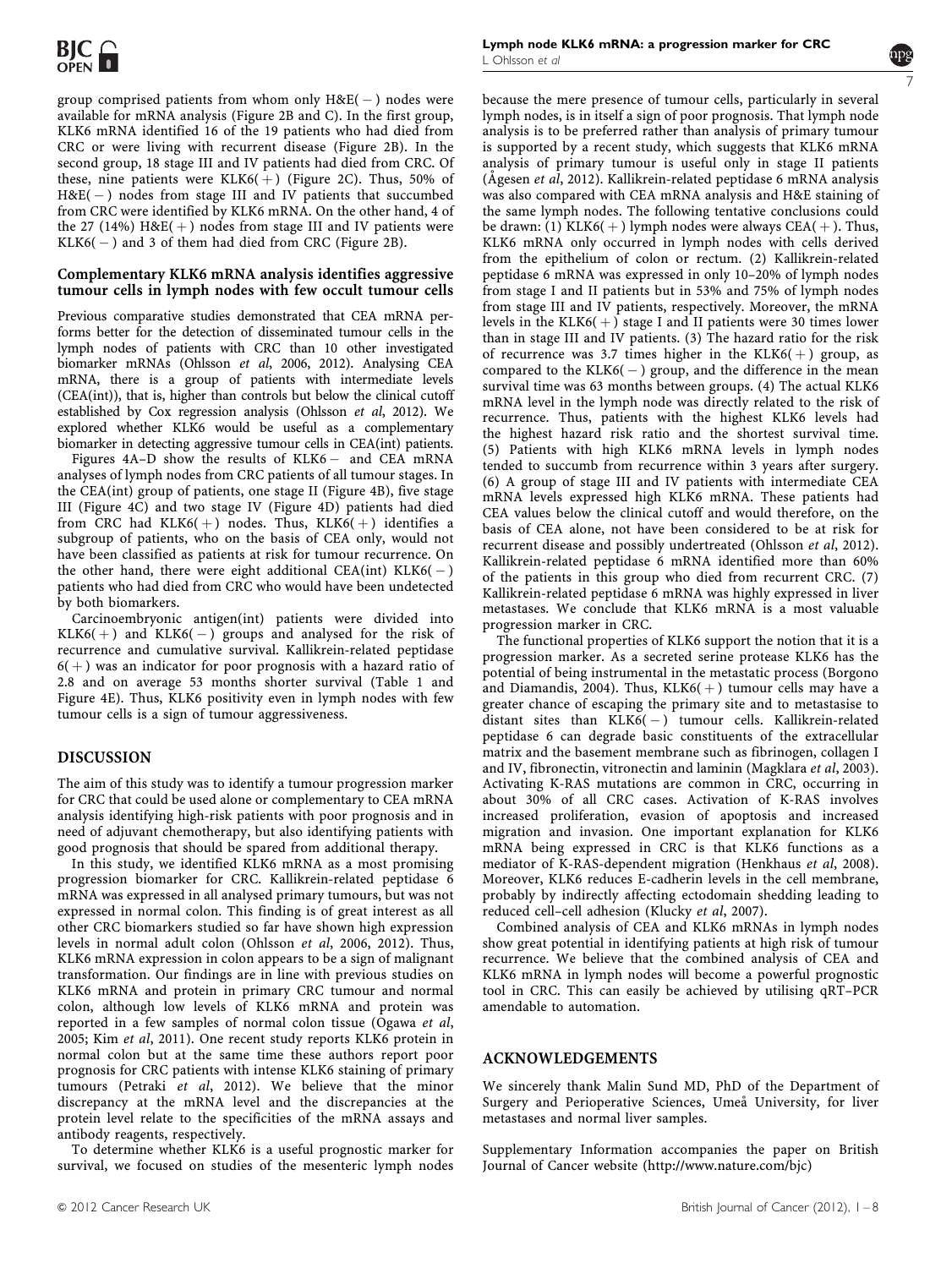group comprised patients from whom only H&E(−) nodes were available for mRNA analysis (Figure 2B and C). In the first group, KLK6 mRNA identified 16 of the 19 patients who had died from CRC or were living with recurrent disease (Figure 2B). In the second group, 18 stage III and IV patients had died from CRC. Of these, nine patients were KLK6(+) (Figure 2C). Thus, 50% of H&E(−) nodes from stage III and IV patients that succumbed from CRC were identified by KLK6 mRNA. On the other hand, 4 of the 27 (14%) H&E(+) nodes from stage III and IV patients were KLK6(−) and 3 of them had died from CRC (Figure 2B).

### Complementary KLK6 mRNA analysis identifies aggressive tumour cells in lymph nodes with few occult tumour cells

Previous comparative studies demonstrated that CEA mRNA performs better for the detection of disseminated tumour cells in the lymph nodes of patients with CRC than 10 other investigated biomarker mRNAs (Ohlsson *et al*, 2006, 2012). Analysing CEA mRNA, there is a group of patients with intermediate levels (CEA(int)), that is, higher than controls but below the clinical cutoff established by Cox regression analysis (Ohlsson *et al*, 2012). We explored whether KLK6 would be useful as a complementary biomarker in detecting aggressive tumour cells in CEA(int) patients.

Figures 4A–D show the results of KLK6− and CEA mRNA analyses of lymph nodes from CRC patients of all tumour stages. In the CEA(int) group of patients, one stage II (Figure 4B), five stage III (Figure 4C) and two stage IV (Figure 4D) patients had died from CRC had KLK6(+) nodes. Thus, KLK6(+) identifies a subgroup of patients, who on the basis of CEA only, would not have been classified as patients at risk for tumour recurrence. On the other hand, there were eight additional CEA(int) KLK6(−) patients who had died from CRC who would have been undetected by both biomarkers.

Carcinoembryonic antigen(int) patients were divided into KLK6(+) and KLK6(−) groups and analysed for the risk of recurrence and cumulative survival. Kallikrein-related peptidase 6(+) was an indicator for poor prognosis with a hazard ratio of 2.8 and on average 53 months shorter survival (Table 1 and Figure 4E). Thus, KLK6 positivity even in lymph nodes with few tumour cells is a sign of tumour aggressiveness.

## DISCUSSION

The aim of this study was to identify a tumour progression marker for CRC that could be used alone or complementary to CEA mRNA analysis identifying high-risk patients with poor prognosis and in need of adjuvant chemotherapy, but also identifying patients with good prognosis that should be spared from additional therapy.

In this study, we identified KLK6 mRNA as a most promising progression biomarker for CRC. Kallikrein-related peptidase 6 mRNA was expressed in all analysed primary tumours, but was not expressed in normal colon. This finding is of great interest as all other CRC biomarkers studied so far have shown high expression levels in normal adult colon (Ohlsson *et al*, 2006, 2012). Thus, KLK6 mRNA expression in colon appears to be a sign of malignant transformation. Our findings are in line with previous studies on KLK6 mRNA and protein in primary CRC tumour and normal colon, although low levels of KLK6 mRNA and protein was reported in a few samples of normal colon tissue (Ogawa *et al*, 2005; Kim *et al*, 2011). One recent study reports KLK6 protein in normal colon but at the same time these authors report poor prognosis for CRC patients with intense KLK6 staining of primary tumours (Petraki *et al*, 2012). We believe that the minor discrepancy at the mRNA level and the discrepancies at the protein level relate to the specificities of the mRNA assays and antibody reagents, respectively.

To determine whether KLK6 is a useful prognostic marker for survival, we focused on studies of the mesenteric lymph nodes because the mere presence of tumour cells, particularly in several lymph nodes, is in itself a sign of poor prognosis. That lymph node analysis is to be preferred rather than analysis of primary tumour is supported by a recent study, which suggests that KLK6 mRNA analysis of primary tumour is useful only in stage II patients (Ågesen *et al*, 2012). Kallikrein-related peptidase 6 mRNA analysis was also compared with CEA mRNA analysis and H&E staining of the same lymph nodes. The following tentative conclusions could be drawn: (1) KLK6(+) lymph nodes were always CEA(+). Thus, KLK6 mRNA only occurred in lymph nodes with cells derived from the epithelium of colon or rectum. (2) Kallikrein-related peptidase 6 mRNA was expressed in only 10–20% of lymph nodes from stage I and II patients but in 53% and 75% of lymph nodes from stage III and IV patients, respectively. Moreover, the mRNA levels in the KLK6(+) stage I and II patients were 30 times lower than in stage III and IV patients. (3) The hazard ratio for the risk of recurrence was 3.7 times higher in the KLK6(+) group, as compared to the KLK6(−) group, and the difference in the mean survival time was 63 months between groups. (4) The actual KLK6 mRNA level in the lymph node was directly related to the risk of recurrence. Thus, patients with the highest KLK6 levels had the highest hazard risk ratio and the shortest survival time. (5) Patients with high KLK6 mRNA levels in lymph nodes tended to succumb from recurrence within 3 years after surgery. (6) A group of stage III and IV patients with intermediate CEA mRNA levels expressed high KLK6 mRNA. These patients had CEA values below the clinical cutoff and would therefore, on the basis of CEA alone, not have been considered to be at risk for recurrent disease and possibly undertreated (Ohlsson *et al*, 2012). Kallikrein-related peptidase 6 mRNA identified more than 60% of the patients in this group who died from recurrent CRC. (7) Kallikrein-related peptidase 6 mRNA was highly expressed in liver metastases. We conclude that KLK6 mRNA is a most valuable progression marker in CRC.

The functional properties of KLK6 support the notion that it is a progression marker. As a secreted serine protease KLK6 has the potential of being instrumental in the metastatic process (Borgono and Diamandis, 2004). Thus, KLK6(+) tumour cells may have a greater chance of escaping the primary site and to metastasise to distant sites than KLK6(−) tumour cells. Kallikrein-related peptidase 6 can degrade basic constituents of the extracellular matrix and the basement membrane such as fibrinogen, collagen I and IV, fibronectin, vitronectin and laminin (Magklara *et al*, 2003). Activating K-RAS mutations are common in CRC, occurring in about 30% of all CRC cases. Activation of K-RAS involves increased proliferation, evasion of apoptosis and increased migration and invasion. One important explanation for KLK6 mRNA being expressed in CRC is that KLK6 functions as a mediator of K-RAS-dependent migration (Henkhaus *et al*, 2008). Moreover, KLK6 reduces E-cadherin levels in the cell membrane, probably by indirectly affecting ectodomain shedding leading to reduced cell–cell adhesion (Klucky *et al*, 2007).

Combined analysis of CEA and KLK6 mRNAs in lymph nodes show great potential in identifying patients at high risk of tumour recurrence. We believe that the combined analysis of CEA and KLK6 mRNA in lymph nodes will become a powerful prognostic tool in CRC. This can easily be achieved by utilising qRT–PCR amendable to automation.

## ACKNOWLEDGEMENTS

We sincerely thank Malin Sund MD, PhD of the Department of Surgery and Perioperative Sciences, Umeå University, for liver metastases and normal liver samples.

Supplementary Information accompanies the paper on British Journal of Cancer website (http://www.nature.com/bjc)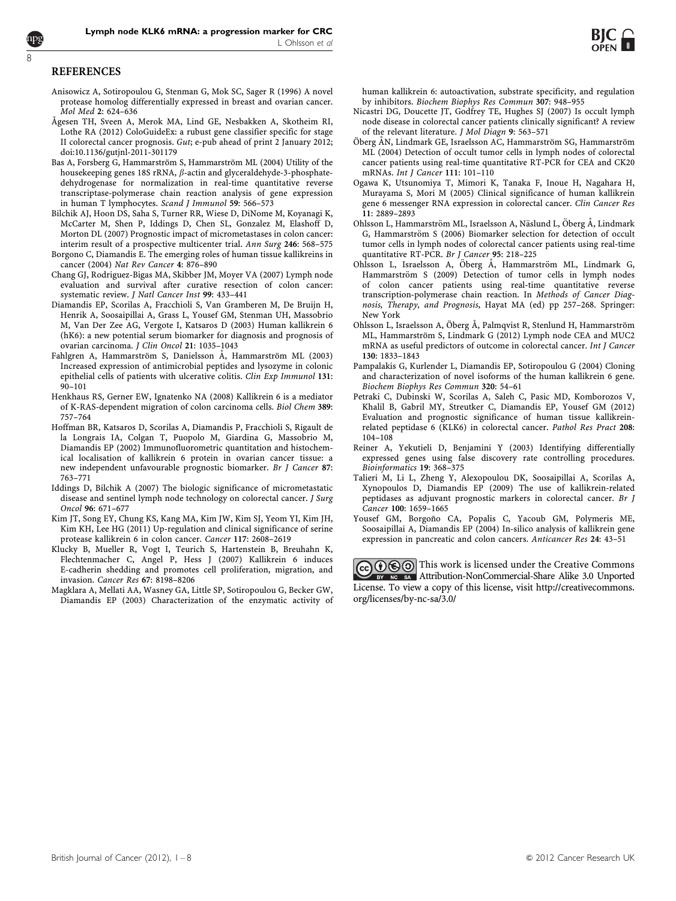## REFERENCES

Anisowicz A, Sotiropoulou G, Stenman G, Mok SC, Sager R (1996) A novel protease homolog differentially expressed in breast and ovarian cancer. *Mol Med* **2**: 624–636

Ågesen TH, Sveen A, Merok MA, Lind GE, Nesbakken A, Skotheim RI, Lothe RA (2012) ColoGuideEx: a rubust gene classifier specific for stage II colorectal cancer prognosis. *Gut*; e-pub ahead of print 2 January 2012; doi:10.1136/gutjnl-2011-301179

Bas A, Forsberg G, Hammarström S, Hammarström ML (2004) Utility of the housekeeping genes 18S rRNA, β-actin and glyceraldehyde-3-phosphate-dehydrogenase for normalization in real-time quantitative reverse transcriptase-polymerase chain reaction analysis of gene expression in human T lymphocytes. *Scand J Immunol* **59**: 566–573

Bilchik AJ, Hoon DS, Saha S, Turner RR, Wiese D, DiNome M, Koyanagi K, McCarter M, Shen P, Iddings D, Chen SL, Gonzalez M, Elashoff D, Morton DL (2007) Prognostic impact of micrometastases in colon cancer: interim result of a prospective multicenter trial. *Ann Surg* **246**: 568–575

Borgono C, Diamandis E. The emerging roles of human tissue kallikreins in cancer (2004) *Nat Rev Cancer* **4**: 876–890

Chang GJ, Rodriguez-Bigas MA, Skibber JM, Moyer VA (2007) Lymph node evaluation and survival after curative resection of colon cancer: systematic review. *J Natl Cancer Inst* **99**: 433–441

Diamandis EP, Scorilas A, Fracchioli S, Van Gramberen M, De Bruijn H, Henrik A, Soosaipillai A, Grass L, Yousef GM, Stenman UH, Massobrio M, Van Der Zee AG, Vergote I, Katsaros D (2003) Human kallikrein 6 (hK6): a new potential serum biomarker for diagnosis and prognosis of ovarian carcinoma. *J Clin Oncol* **21**: 1035–1043

Fahlgren A, Hammarström S, Danielsson Å, Hammarström ML (2003) Increased expression of antimicrobial peptides and lysozyme in colonic epithelial cells of patients with ulcerative colitis. *Clin Exp Immunol* **131**: 90–101

Henkhaus RS, Gerner EW, Ignatenko NA (2008) Kallikrein 6 is a mediator of K-RAS-dependent migration of colon carcinoma cells. *Biol Chem* **389**: 757–764

Hoffman BR, Katsaros D, Scorilas A, Diamandis P, Fracchioli S, Rigault de la Longrais IA, Colgan T, Puopolo M, Giardina G, Massobrio M, Diamandis EP (2002) Immunofluorometric quantitation and histochemical localisation of kallikrein 6 protein in ovarian cancer tissue: a new independent unfavourable prognostic biomarker. *Br J Cancer* **87**: 763–771

Iddings D, Bilchik A (2007) The biologic significance of micrometastatic disease and sentinel lymph node technology on colorectal cancer. *J Surg Oncol* **96**: 671–677

Kim JT, Song EY, Chung KS, Kang MA, Kim JW, Kim SJ, Yeom YI, Kim JH, Kim KH, Lee HG (2011) Up-regulation and clinical significance of serine protease kallikrein 6 in colon cancer. *Cancer* **117**: 2608–2619

Klucky B, Mueller R, Vogt I, Teurich S, Hartenstein B, Breuhahn K, Flechtenmacher C, Angel P, Hess J (2007) Kallikrein 6 induces E-cadherin shedding and promotes cell proliferation, migration, and invasion. *Cancer Res* **67**: 8198–8206

Magklara A, Mellati AA, Wasney GA, Little SP, Sotiropoulou G, Becker GW, Diamandis EP (2003) Characterization of the enzymatic activity of human kallikrein 6: autoactivation, substrate specificity, and regulation by inhibitors. *Biochem Biophys Res Commun* **307**: 948–955

Nicastri DG, Doucette JT, Godfrey TE, Hughes SJ (2007) Is occult lymph node disease in colorectal cancer patients clinically significant? A review of the relevant literature. *J Mol Diagn* **9**: 563–571

Öberg ÅN, Lindmark GE, Israelsson AC, Hammarström SG, Hammarström ML (2004) Detection of occult tumor cells in lymph nodes of colorectal cancer patients using real-time quantitative RT-PCR for CEA and CK20 mRNAs. *Int J Cancer* **111**: 101–110

Ogawa K, Utsunomiya T, Mimori K, Tanaka F, Inoue H, Nagahara H, Murayama S, Mori M (2005) Clinical significance of human kallikrein gene 6 messenger RNA expression in colorectal cancer. *Clin Cancer Res* **11**: 2889–2893

Ohlsson L, Hammarström ML, Israelsson A, Näslund L, Öberg Å, Lindmark G, Hammarström S (2006) Biomarker selection for detection of occult tumor cells in lymph nodes of colorectal cancer patients using real-time quantitative RT-PCR. *Br J Cancer* **95**: 218–225

Ohlsson L, Israelsson A, Öberg Å, Hammarström ML, Lindmark G, Hammarström S (2009) Detection of tumor cells in lymph nodes of colon cancer patients using real-time quantitative reverse transcription-polymerase chain reaction. In *Methods of Cancer Diagnosis, Therapy, and Prognosis*, Hayat MA (ed) pp 257–268. Springer: New York

Ohlsson L, Israelsson A, Öberg Å, Palmqvist R, Stenlund H, Hammarström ML, Hammarström S, Lindmark G (2012) Lymph node CEA and MUC2 mRNA as useful predictors of outcome in colorectal cancer. *Int J Cancer* **130**: 1833–1843

Pampalakis G, Kurlender L, Diamandis EP, Sotiropoulou G (2004) Cloning and characterization of novel isoforms of the human kallikrein 6 gene. *Biochem Biophys Res Commun* **320**: 54–61

Petraki C, Dubinski W, Scorilas A, Saleh C, Pasic MD, Komborozos V, Khalil B, Gabril MY, Streutker C, Diamandis EP, Yousef GM (2012) Evaluation and prognostic significance of human tissue kallikrein-related peptidase 6 (KLK6) in colorectal cancer. *Pathol Res Pract* **208**: 104–108

Reiner A, Yekutieli D, Benjamini Y (2003) Identifying differentially expressed genes using false discovery rate controlling procedures. *Bioinformatics* **19**: 368–375

Talieri M, Li L, Zheng Y, Alexopoulou DK, Soosaipillai A, Scorilas A, Xynopoulos D, Diamandis EP (2009) The use of kallikrein-related peptidases as adjuvant prognostic markers in colorectal cancer. *Br J Cancer* **100**: 1659–1665

Yousef GM, Borgoño CA, Popalis C, Yacoub GM, Polymeris ME, Soosaipillai A, Diamandis EP (2004) In-silico analysis of kallikrein gene expression in pancreatic and colon cancers. *Anticancer Res* **24**: 43–51

This work is licensed under the Creative Commons Attribution-NonCommercial-Share Alike 3.0 Unported License. To view a copy of this license, visit http://creativecommons.org/licenses/by-nc-sa/3.0/